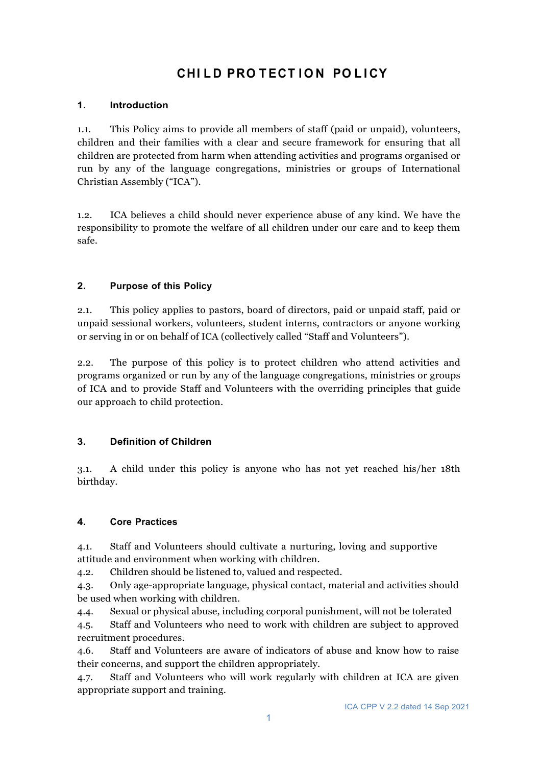# CHILD PROTECTION POLICY

## 1. Introduction

1.1. This Policy aims to provide all members of staff (paid or unpaid), volunteers, children and their families with a clear and secure framework for ensuring that all children are protected from harm when attending activities and programs organised or run by any of the language congregations, ministries or groups of International Christian Assembly ("ICA").

1.2. ICA believes a child should never experience abuse of any kind. We have the responsibility to promote the welfare of all children under our care and to keep them safe.

## 2. Purpose of this Policy

2.1. This policy applies to pastors, board of directors, paid or unpaid staff, paid or unpaid sessional workers, volunteers, student interns, contractors or anyone working or serving in or on behalf of ICA (collectively called "Staff and Volunteers").

2.2. The purpose of this policy is to protect children who attend activities and programs organized or run by any of the language congregations, ministries or groups of ICA and to provide Staff and Volunteers with the overriding principles that guide our approach to child protection.

## 3. Definition of Children

3.1. A child under this policy is anyone who has not yet reached his/her 18th birthday.

## 4. Core Practices

4.1. Staff and Volunteers should cultivate a nurturing, loving and supportive attitude and environment when working with children.

4.2. Children should be listened to, valued and respected.

4.3. Only age-appropriate language, physical contact, material and activities should be used when working with children.

4.4. Sexual or physical abuse, including corporal punishment, will not be tolerated

4.5. Staff and Volunteers who need to work with children are subject to approved recruitment procedures.

4.6. Staff and Volunteers are aware of indicators of abuse and know how to raise their concerns, and support the children appropriately.

4.7. Staff and Volunteers who will work regularly with children at ICA are given appropriate support and training.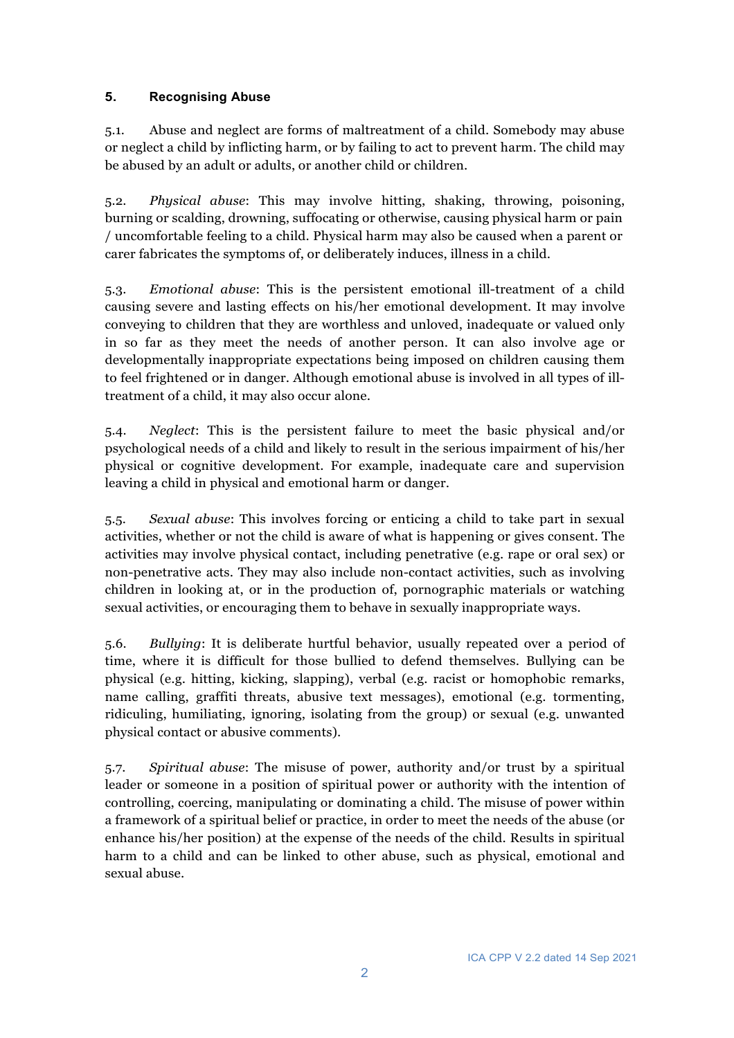## 5. Recognising Abuse

5.1. Abuse and neglect are forms of maltreatment of a child. Somebody may abuse or neglect a child by inflicting harm, or by failing to act to prevent harm. The child may be abused by an adult or adults, or another child or children.

5.2. *Physical abuse*: This may involve hitting, shaking, throwing, poisoning, burning or scalding, drowning, suffocating or otherwise, causing physical harm or pain / uncomfortable feeling to a child. Physical harm may also be caused when a parent or carer fabricates the symptoms of, or deliberately induces, illness in a child.

5.3. *Emotional abuse*: This is the persistent emotional ill-treatment of a child causing severe and lasting effects on his/her emotional development. It may involve conveying to children that they are worthless and unloved, inadequate or valued only in so far as they meet the needs of another person. It can also involve age or developmentally inappropriate expectations being imposed on children causing them to feel frightened or in danger. Although emotional abuse is involved in all types of ill-treatment of a child, it may also occur alone.

5.4. *Neglect*: This is the persistent failure to meet the basic physical and/or psychological needs of a child and likely to result in the serious impairment of his/her physical or cognitive development. For example, inadequate care and supervision leaving a child in physical and emotional harm or danger.

5.5. *Sexual abuse*: This involves forcing or enticing a child to take part in sexual activities, whether or not the child is aware of what is happening or gives consent. The activities may involve physical contact, including penetrative (e.g. rape or oral sex) or non-penetrative acts. They may also include non-contact activities, such as involving children in looking at, or in the production of, pornographic materials or watching sexual activities, or encouraging them to behave in sexually inappropriate ways.

5.6. *Bullying*: It is deliberate hurtful behavior, usually repeated over a period of time, where it is difficult for those bullied to defend themselves. Bullying can be physical (e.g. hitting, kicking, slapping), verbal (e.g. racist or homophobic remarks, name calling, graffiti threats, abusive text messages), emotional (e.g. tormenting, ridiculing, humiliating, ignoring, isolating from the group) or sexual (e.g. unwanted physical contact or abusive comments).

5.7. *Spiritual abuse*: The misuse of power, authority and/or trust by a spiritual leader or someone in a position of spiritual power or authority with the intention of controlling, coercing, manipulating or dominating a child. The misuse of power within a framework of a spiritual belief or practice, in order to meet the needs of the abuse (or enhance his/her position) at the expense of the needs of the child. Results in spiritual harm to a child and can be linked to other abuse, such as physical, emotional and sexual abuse.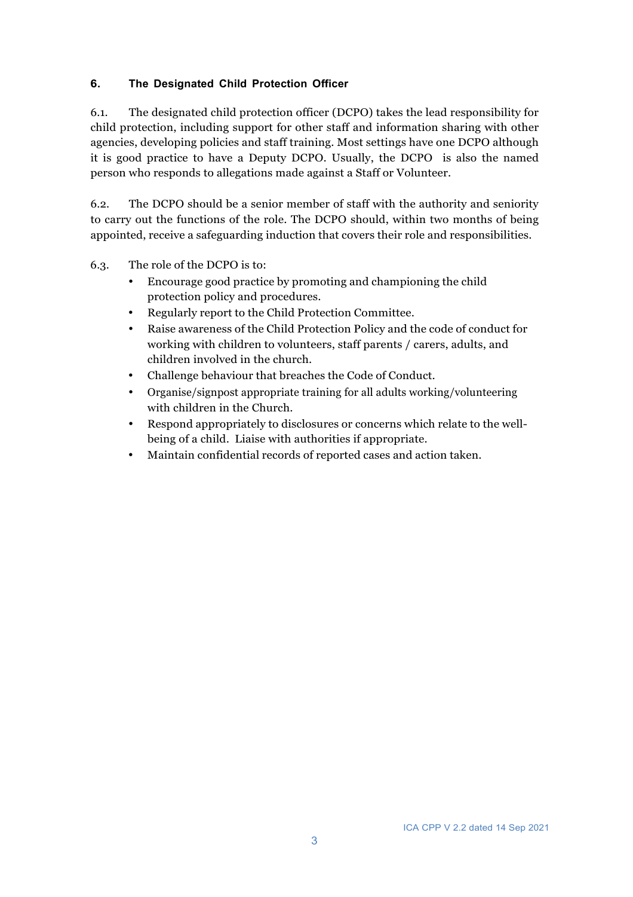## 6. The Designated Child Protection Officer

6.1. The designated child protection officer (DCPO) takes the lead responsibility for child protection, including support for other staff and information sharing with other agencies, developing policies and staff training. Most settings have one DCPO although it is good practice to have a Deputy DCPO. Usually, the DCPO is also the named person who responds to allegations made against a Staff or Volunteer.

6.2. The DCPO should be a senior member of staff with the authority and seniority to carry out the functions of the role. The DCPO should, within two months of being appointed, receive a safeguarding induction that covers their role and responsibilities.

6.3. The role of the DCPO is to:

- Encourage good practice by promoting and championing the child protection policy and procedures.
- Regularly report to the Child Protection Committee.
- Raise awareness of the Child Protection Policy and the code of conduct for working with children to volunteers, staff parents / carers, adults, and children involved in the church.
- Challenge behaviour that breaches the Code of Conduct.
- Organise/signpost appropriate training for all adults working/volunteering with children in the Church.
- Respond appropriately to disclosures or concerns which relate to the well-being of a child. Liaise with authorities if appropriate.
- Maintain confidential records of reported cases and action taken.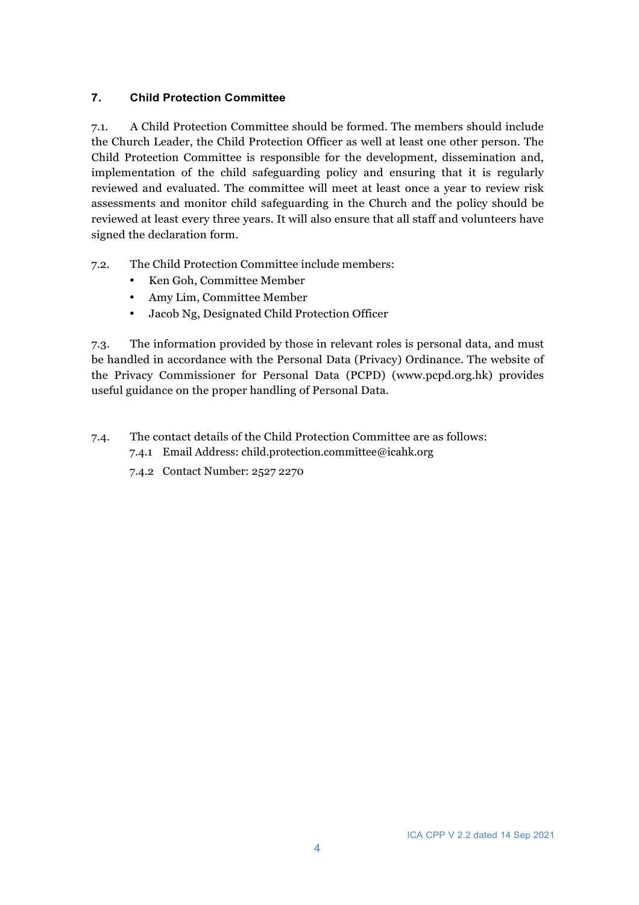## 7. Child Protection Committee

7.1. A Child Protection Committee should be formed. The members should include the Church Leader, the Child Protection Officer as well at least one other person. The Child Protection Committee is responsible for the development, dissemination and, implementation of the child safeguarding policy and ensuring that it is regularly reviewed and evaluated. The committee will meet at least once a year to review risk assessments and monitor child safeguarding in the Church and the policy should be reviewed at least every three years. It will also ensure that all staff and volunteers have signed the declaration form.

7.2. The Child Protection Committee include members:

- Ken Goh, Committee Member
- Amy Lim, Committee Member
- Jacob Ng, Designated Child Protection Officer

7.3. The information provided by those in relevant roles is personal data, and must be handled in accordance with the Personal Data (Privacy) Ordinance. The website of the Privacy Commissioner for Personal Data (PCPD) (www.pcpd.org.hk) provides useful guidance on the proper handling of Personal Data.

7.4. The contact details of the Child Protection Committee are as follows:

7.4.1 Email Address: child.protection.committee@icahk.org

7.4.2 Contact Number: 2527 2270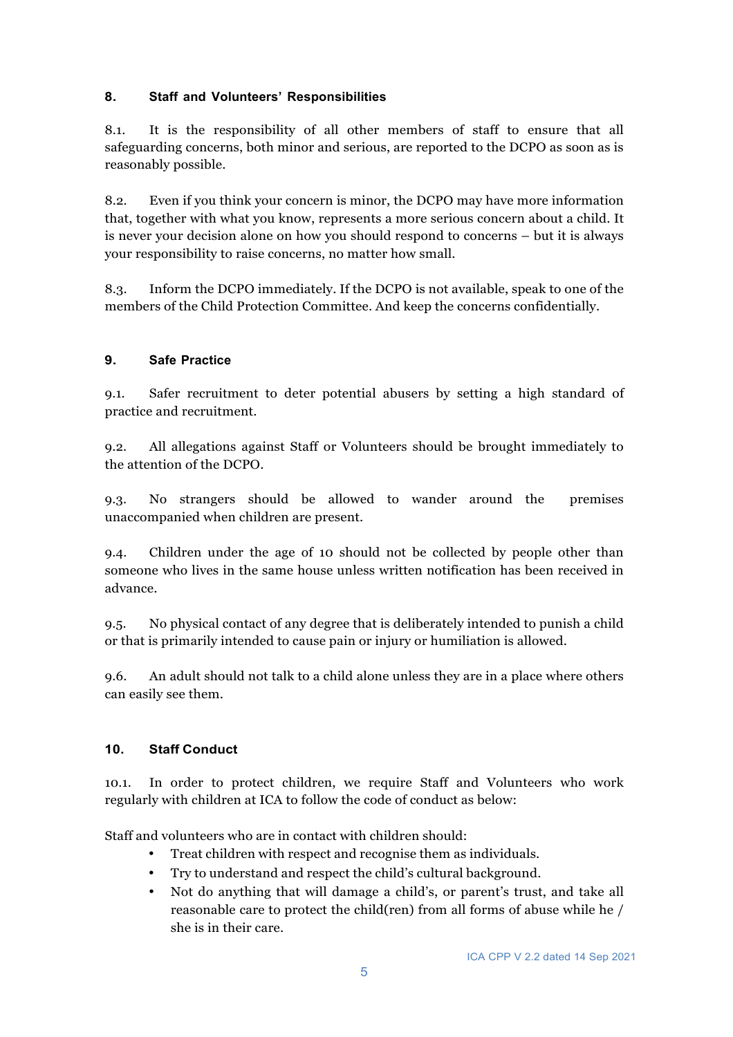## 8. Staff and Volunteers' Responsibilities

8.1. It is the responsibility of all other members of staff to ensure that all safeguarding concerns, both minor and serious, are reported to the DCPO as soon as is reasonably possible.

8.2. Even if you think your concern is minor, the DCPO may have more information that, together with what you know, represents a more serious concern about a child. It is never your decision alone on how you should respond to concerns – but it is always your responsibility to raise concerns, no matter how small.

8.3. Inform the DCPO immediately. If the DCPO is not available, speak to one of the members of the Child Protection Committee. And keep the concerns confidentially.

## 9. Safe Practice

9.1. Safer recruitment to deter potential abusers by setting a high standard of practice and recruitment.

9.2. All allegations against Staff or Volunteers should be brought immediately to the attention of the DCPO.

9.3. No strangers should be allowed to wander around the premises unaccompanied when children are present.

9.4. Children under the age of 10 should not be collected by people other than someone who lives in the same house unless written notification has been received in advance.

9.5. No physical contact of any degree that is deliberately intended to punish a child or that is primarily intended to cause pain or injury or humiliation is allowed.

9.6. An adult should not talk to a child alone unless they are in a place where others can easily see them.

## 10. Staff Conduct

10.1. In order to protect children, we require Staff and Volunteers who work regularly with children at ICA to follow the code of conduct as below:

Staff and volunteers who are in contact with children should:

- Treat children with respect and recognise them as individuals.
- Try to understand and respect the child's cultural background.
- Not do anything that will damage a child's, or parent's trust, and take all reasonable care to protect the child(ren) from all forms of abuse while he / she is in their care.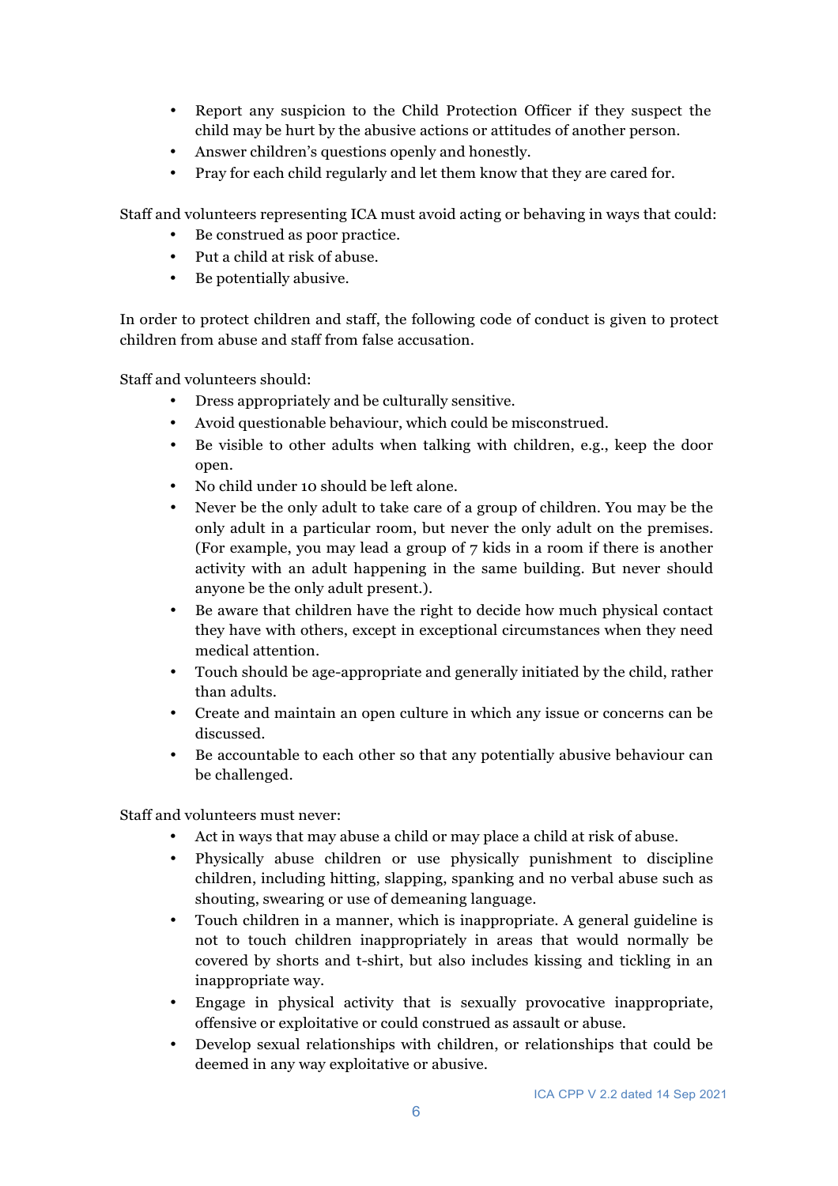- Report any suspicion to the Child Protection Officer if they suspect the child may be hurt by the abusive actions or attitudes of another person.
- Answer children's questions openly and honestly.
- Pray for each child regularly and let them know that they are cared for.

Staff and volunteers representing ICA must avoid acting or behaving in ways that could:

- Be construed as poor practice.
- Put a child at risk of abuse.
- Be potentially abusive.

In order to protect children and staff, the following code of conduct is given to protect children from abuse and staff from false accusation.

Staff and volunteers should:

- Dress appropriately and be culturally sensitive.
- Avoid questionable behaviour, which could be misconstrued.
- Be visible to other adults when talking with children, e.g., keep the door open.
- No child under 10 should be left alone.
- Never be the only adult to take care of a group of children. You may be the only adult in a particular room, but never the only adult on the premises. (For example, you may lead a group of 7 kids in a room if there is another activity with an adult happening in the same building. But never should anyone be the only adult present.).
- Be aware that children have the right to decide how much physical contact they have with others, except in exceptional circumstances when they need medical attention.
- Touch should be age-appropriate and generally initiated by the child, rather than adults.
- Create and maintain an open culture in which any issue or concerns can be discussed.
- Be accountable to each other so that any potentially abusive behaviour can be challenged.

Staff and volunteers must never:

- Act in ways that may abuse a child or may place a child at risk of abuse.
- Physically abuse children or use physically punishment to discipline children, including hitting, slapping, spanking and no verbal abuse such as shouting, swearing or use of demeaning language.
- Touch children in a manner, which is inappropriate. A general guideline is not to touch children inappropriately in areas that would normally be covered by shorts and t-shirt, but also includes kissing and tickling in an inappropriate way.
- Engage in physical activity that is sexually provocative inappropriate, offensive or exploitative or could construed as assault or abuse.
- Develop sexual relationships with children, or relationships that could be deemed in any way exploitative or abusive.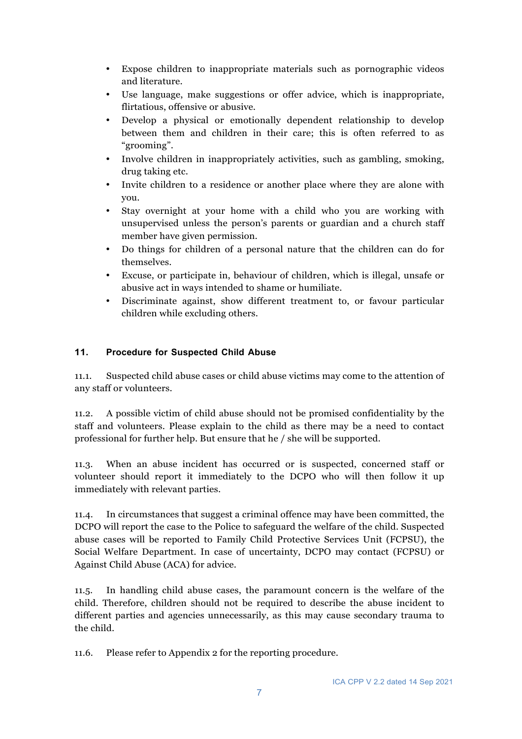- Expose children to inappropriate materials such as pornographic videos and literature.
- Use language, make suggestions or offer advice, which is inappropriate, flirtatious, offensive or abusive.
- Develop a physical or emotionally dependent relationship to develop between them and children in their care; this is often referred to as "grooming".
- Involve children in inappropriately activities, such as gambling, smoking, drug taking etc.
- Invite children to a residence or another place where they are alone with you.
- Stay overnight at your home with a child who you are working with unsupervised unless the person's parents or guardian and a church staff member have given permission.
- Do things for children of a personal nature that the children can do for themselves.
- Excuse, or participate in, behaviour of children, which is illegal, unsafe or abusive act in ways intended to shame or humiliate.
- Discriminate against, show different treatment to, or favour particular children while excluding others.

## 11. Procedure for Suspected Child Abuse

11.1. Suspected child abuse cases or child abuse victims may come to the attention of any staff or volunteers.

11.2. A possible victim of child abuse should not be promised confidentiality by the staff and volunteers. Please explain to the child as there may be a need to contact professional for further help. But ensure that he / she will be supported.

11.3. When an abuse incident has occurred or is suspected, concerned staff or volunteer should report it immediately to the DCPO who will then follow it up immediately with relevant parties.

11.4. In circumstances that suggest a criminal offence may have been committed, the DCPO will report the case to the Police to safeguard the welfare of the child. Suspected abuse cases will be reported to Family Child Protective Services Unit (FCPSU), the Social Welfare Department. In case of uncertainty, DCPO may contact (FCPSU) or Against Child Abuse (ACA) for advice.

11.5. In handling child abuse cases, the paramount concern is the welfare of the child. Therefore, children should not be required to describe the abuse incident to different parties and agencies unnecessarily, as this may cause secondary trauma to the child.

11.6. Please refer to Appendix 2 for the reporting procedure.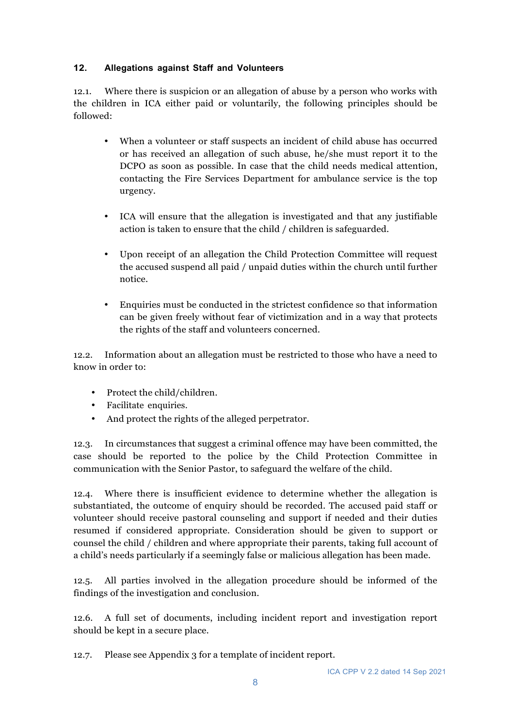## 12. Allegations against Staff and Volunteers

12.1. Where there is suspicion or an allegation of abuse by a person who works with the children in ICA either paid or voluntarily, the following principles should be followed:

- When a volunteer or staff suspects an incident of child abuse has occurred or has received an allegation of such abuse, he/she must report it to the DCPO as soon as possible. In case that the child needs medical attention, contacting the Fire Services Department for ambulance service is the top urgency.
- ICA will ensure that the allegation is investigated and that any justifiable action is taken to ensure that the child / children is safeguarded.
- Upon receipt of an allegation the Child Protection Committee will request the accused suspend all paid / unpaid duties within the church until further notice.
- Enquiries must be conducted in the strictest confidence so that information can be given freely without fear of victimization and in a way that protects the rights of the staff and volunteers concerned.

12.2. Information about an allegation must be restricted to those who have a need to know in order to:

- Protect the child/children.
- Facilitate enquiries.
- And protect the rights of the alleged perpetrator.

12.3. In circumstances that suggest a criminal offence may have been committed, the case should be reported to the police by the Child Protection Committee in communication with the Senior Pastor, to safeguard the welfare of the child.

12.4. Where there is insufficient evidence to determine whether the allegation is substantiated, the outcome of enquiry should be recorded. The accused paid staff or volunteer should receive pastoral counseling and support if needed and their duties resumed if considered appropriate. Consideration should be given to support or counsel the child / children and where appropriate their parents, taking full account of a child's needs particularly if a seemingly false or malicious allegation has been made.

12.5. All parties involved in the allegation procedure should be informed of the findings of the investigation and conclusion.

12.6. A full set of documents, including incident report and investigation report should be kept in a secure place.

12.7. Please see Appendix 3 for a template of incident report.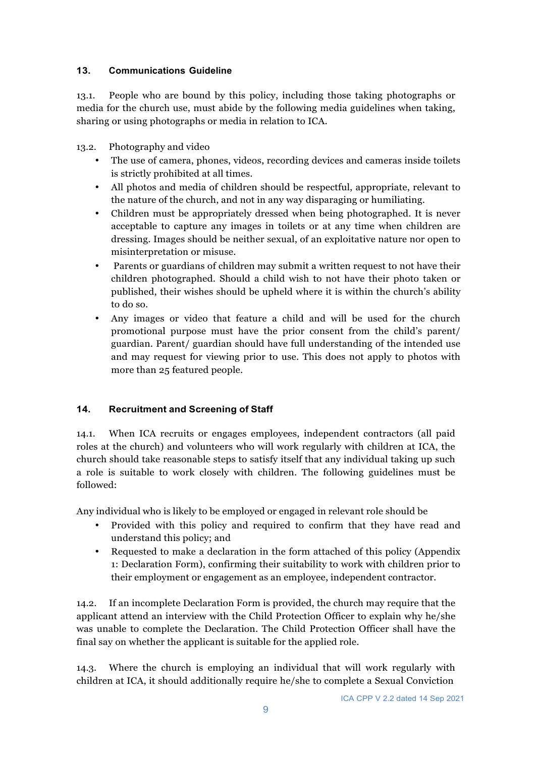## 13. Communications Guideline

13.1. People who are bound by this policy, including those taking photographs or media for the church use, must abide by the following media guidelines when taking, sharing or using photographs or media in relation to ICA.

13.2. Photography and video

- The use of camera, phones, videos, recording devices and cameras inside toilets is strictly prohibited at all times.
- All photos and media of children should be respectful, appropriate, relevant to the nature of the church, and not in any way disparaging or humiliating.
- Children must be appropriately dressed when being photographed. It is never acceptable to capture any images in toilets or at any time when children are dressing. Images should be neither sexual, of an exploitative nature nor open to misinterpretation or misuse.
- Parents or guardians of children may submit a written request to not have their children photographed. Should a child wish to not have their photo taken or published, their wishes should be upheld where it is within the church's ability to do so.
- Any images or video that feature a child and will be used for the church promotional purpose must have the prior consent from the child's parent/ guardian. Parent/ guardian should have full understanding of the intended use and may request for viewing prior to use. This does not apply to photos with more than 25 featured people.

## 14. Recruitment and Screening of Staff

14.1. When ICA recruits or engages employees, independent contractors (all paid roles at the church) and volunteers who will work regularly with children at ICA, the church should take reasonable steps to satisfy itself that any individual taking up such a role is suitable to work closely with children. The following guidelines must be followed:

Any individual who is likely to be employed or engaged in relevant role should be

- Provided with this policy and required to confirm that they have read and understand this policy; and
- Requested to make a declaration in the form attached of this policy (Appendix 1: Declaration Form), confirming their suitability to work with children prior to their employment or engagement as an employee, independent contractor.

14.2. If an incomplete Declaration Form is provided, the church may require that the applicant attend an interview with the Child Protection Officer to explain why he/she was unable to complete the Declaration. The Child Protection Officer shall have the final say on whether the applicant is suitable for the applied role.

14.3. Where the church is employing an individual that will work regularly with children at ICA, it should additionally require he/she to complete a Sexual Conviction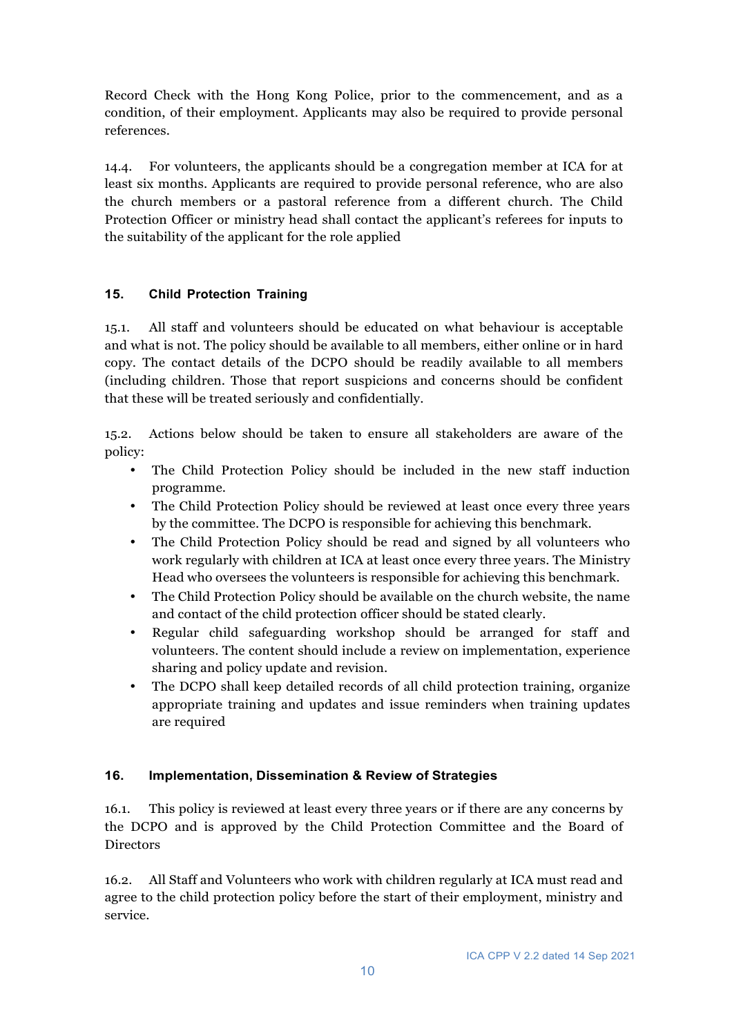Record Check with the Hong Kong Police, prior to the commencement, and as a condition, of their employment. Applicants may also be required to provide personal references.

14.4. For volunteers, the applicants should be a congregation member at ICA for at least six months. Applicants are required to provide personal reference, who are also the church members or a pastoral reference from a different church. The Child Protection Officer or ministry head shall contact the applicant's referees for inputs to the suitability of the applicant for the role applied

## 15. Child Protection Training

15.1. All staff and volunteers should be educated on what behaviour is acceptable and what is not. The policy should be available to all members, either online or in hard copy. The contact details of the DCPO should be readily available to all members (including children. Those that report suspicions and concerns should be confident that these will be treated seriously and confidentially.

15.2. Actions below should be taken to ensure all stakeholders are aware of the policy:

- The Child Protection Policy should be included in the new staff induction programme.
- The Child Protection Policy should be reviewed at least once every three years by the committee. The DCPO is responsible for achieving this benchmark.
- The Child Protection Policy should be read and signed by all volunteers who work regularly with children at ICA at least once every three years. The Ministry Head who oversees the volunteers is responsible for achieving this benchmark.
- The Child Protection Policy should be available on the church website, the name and contact of the child protection officer should be stated clearly.
- Regular child safeguarding workshop should be arranged for staff and volunteers. The content should include a review on implementation, experience sharing and policy update and revision.
- The DCPO shall keep detailed records of all child protection training, organize appropriate training and updates and issue reminders when training updates are required

## 16. Implementation, Dissemination & Review of Strategies

16.1. This policy is reviewed at least every three years or if there are any concerns by the DCPO and is approved by the Child Protection Committee and the Board of Directors

16.2. All Staff and Volunteers who work with children regularly at ICA must read and agree to the child protection policy before the start of their employment, ministry and service.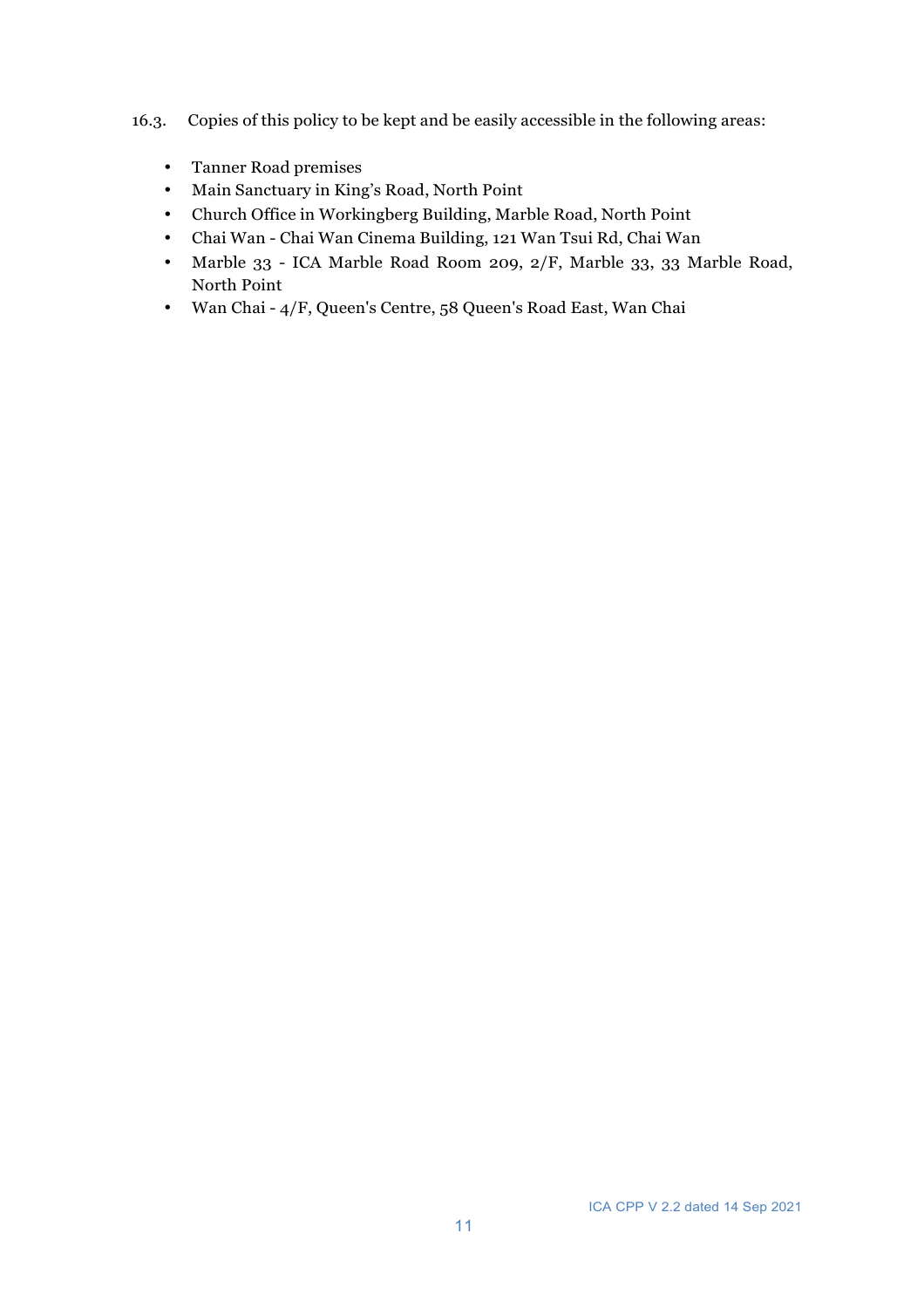16.3. Copies of this policy to be kept and be easily accessible in the following areas:

- Tanner Road premises
- Main Sanctuary in King's Road, North Point
- Church Office in Workingberg Building, Marble Road, North Point
- Chai Wan - Chai Wan Cinema Building, 121 Wan Tsui Rd, Chai Wan
- Marble 33 - ICA Marble Road Room 209, 2/F, Marble 33, 33 Marble Road, North Point
- Wan Chai - 4/F, Queen's Centre, 58 Queen's Road East, Wan Chai